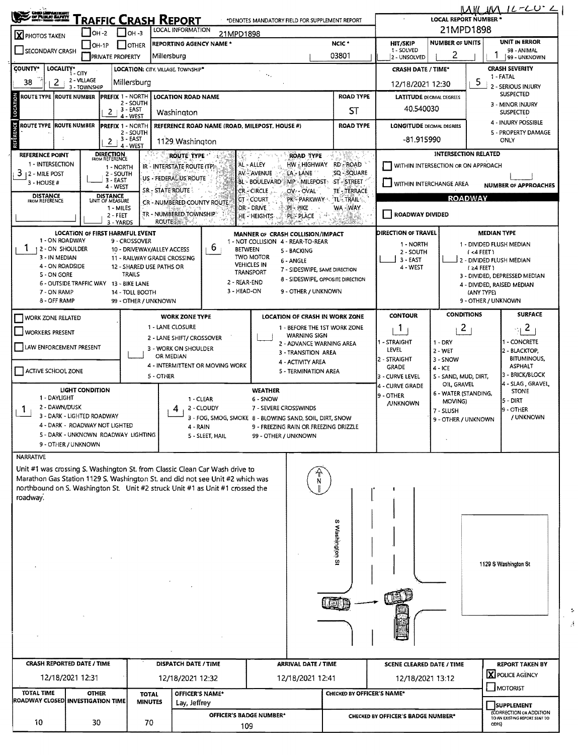# TRAFFIC CRASH REPORT

*DENOTES MANDATORY FIELD FOR SUPPLEMENT REPORT

LOCAL REPORT NUMBER *: 21MPD1898

- [X] PHOTOS TAKEN
- [ ] OH -2
- [ ] OH -3
- [ ] OTHER
- [ ] OH-1P
- [ ] SECONDARY CRASH
- [ ] PRIVATE PROPERTY

LOCAL INFORMATION: 21MPD1898

REPORTING AGENCY NAME *: Millersburg

NCIC *: 03801

HIT/SKIP (1 - SOLVED, 2 - UNSOLVED):

NUMBER OF UNITS: 2

UNIT IN ERROR (98 - ANIMAL, 99 - UNKNOWN): 1

COUNTY*: 38

LOCALITY* (1 - CITY, 2 - VILLAGE, 3 - TOWNSHIP): 2

LOCATION: CITY, VILLAGE, TOWNSHIP*: Millersburg

CRASH DATE / TIME*: 12/18/2021 12:30

CRASH SEVERITY: 5 (1 - FATAL, 2 - SERIOUS INJURY SUSPECTED, 3 - MINOR INJURY SUSPECTED, 4 - INJURY POSSIBLE, 5 - PROPERTY DAMAGE ONLY)

## LOCATION

| ROUTE TYPE | ROUTE NUMBER | PREFIX (1 - NORTH, 2 - SOUTH, 3 - EAST, 4 - WEST) | LOCATION ROAD NAME | ROAD TYPE |
|---|---|---|---|---|
| | | 2 | Washington | ST |

LATITUDE DECIMAL DEGREES: 40.540030

## REFERENCE

| ROUTE TYPE | ROUTE NUMBER | PREFIX (1 - NORTH, 2 - SOUTH, 3 - EAST, 4 - WEST) | REFERENCE ROAD NAME (ROAD, MILEPOST, HOUSE #) | ROAD TYPE |
|---|---|---|---|---|
| | | 2 | 1129 Washington | |

LONGITUDE DECIMAL DEGREES: -81.915990

REFERENCE POINT (1 - INTERSECTION, 2 - MILE POST, 3 - HOUSE #): 3

DIRECTION FROM REFERENCE (1 - NORTH, 2 - SOUTH, 3 - EAST, 4 - WEST):

DISTANCE FROM REFERENCE:

DISTANCE UNIT OF MEASURE (1 - MILES, 2 - FEET, 3 - YARDS): 2

ROUTE TYPE: IR - INTERSTATE ROUTE (TP), US - FEDERAL US ROUTE, SR - STATE ROUTE, CR - NUMBERED COUNTY ROUTE, TR - NUMBERED TOWNSHIP ROUTE

ROAD TYPE: AL - ALLEY, AV - AVENUE, BL - BOULEVARD, CR - CIRCLE, CT - COURT, DR - DRIVE, HE - HEIGHTS, HW - HIGHWAY, LA - LANE, MP - MILEPOST, OV - OVAL, PK - PARKWAY, PI - PIKE, PL - PLACE, RD - ROAD, SQ - SQUARE, ST - STREET, TE - TERRACE, TL - TRAIL, WA - WAY

INTERSECTION RELATED

- [ ] WITHIN INTERSECTION OR ON APPROACH
- [ ] WITHIN INTERCHANGE AREA

NUMBER OF APPROACHES:

## ROADWAY

- [ ] ROADWAY DIVIDED

LOCATION OF FIRST HARMFUL EVENT: 1 (1 - ON ROADWAY, 2 - ON SHOULDER, 3 - IN MEDIAN, 4 - ON ROADSIDE, 5 - ON GORE, 6 - OUTSIDE TRAFFIC WAY, 7 - ON RAMP, 8 - OFF RAMP, 9 - CROSSOVER, 10 - DRIVEWAY/ALLEY ACCESS, 11 - RAILWAY GRADE CROSSING, 12 - SHARED USE PATHS OR TRAILS, 13 - BIKE LANE, 14 - TOLL BOOTH, 99 - OTHER / UNKNOWN)

MANNER OF CRASH COLLISION/IMPACT: 6 (1 - NOT COLLISION BETWEEN TWO MOTOR VEHICLES IN TRANSPORT, 2 - REAR-END, 3 - HEAD-ON, 4 - REAR-TO-REAR, 5 - BACKING, 6 - ANGLE, 7 - SIDESWIPE, SAME DIRECTION, 8 - SIDESWIPE, OPPOSITE DIRECTION, 9 - OTHER / UNKNOWN)

DIRECTION OF TRAVEL (1 - NORTH, 2 - SOUTH, 3 - EAST, 4 - WEST):

MEDIAN TYPE: (1 - DIVIDED FLUSH MEDIAN (<4 FEET), 2 - DIVIDED FLUSH MEDIAN (≥4 FEET), 3 - DIVIDED, DEPRESSED MEDIAN, 4 - DIVIDED, RAISED MEDIAN (ANY TYPE), 9 - OTHER / UNKNOWN)

- [ ] WORK ZONE RELATED
- [ ] WORKERS PRESENT
- [ ] LAW ENFORCEMENT PRESENT
- [ ] ACTIVE SCHOOL ZONE

WORK ZONE TYPE: (1 - LANE CLOSURE, 2 - LANE SHIFT/ CROSSOVER, 3 - WORK ON SHOULDER OR MEDIAN, 4 - INTERMITTENT OR MOVING WORK, 5 - OTHER)

LOCATION OF CRASH IN WORK ZONE: (1 - BEFORE THE 1ST WORK ZONE WARNING SIGN, 2 - ADVANCE WARNING AREA, 3 - TRANSITION AREA, 4 - ACTIVITY AREA, 5 - TERMINATION AREA)

CONTOUR: 1 (1 - STRAIGHT LEVEL, 2 - STRAIGHT GRADE, 3 - CURVE LEVEL, 4 - CURVE GRADE, 9 - OTHER /UNKNOWN)

CONDITIONS: 2 (1 - DRY, 2 - WET, 3 - SNOW, 4 - ICE, 5 - SAND, MUD, DIRT, OIL, GRAVEL, 6 - WATER (STANDING, MOVING), 7 - SLUSH, 9 - OTHER / UNKNOWN)

SURFACE: 2 (1 - CONCRETE, 2 - BLACKTOP, BITUMINOUS, ASPHALT, 3 - BRICK/BLOCK, 4 - SLAG, GRAVEL, STONE, 5 - DIRT, 9 - OTHER / UNKNOWN)

LIGHT CONDITION: 1 (1 - DAYLIGHT, 2 - DAWN/DUSK, 3 - DARK - LIGHTED ROADWAY, 4 - DARK - ROADWAY NOT LIGHTED, 5 - DARK - UNKNOWN ROADWAY LIGHTING, 9 - OTHER / UNKNOWN)

WEATHER: 4 (1 - CLEAR, 2 - CLOUDY, 3 - FOG, SMOG, SMOKE, 4 - RAIN, 5 - SLEET, HAIL, 6 - SNOW, 7 - SEVERE CROSSWINDS, 8 - BLOWING SAND, SOIL, DIRT, SNOW, 9 - FREEZING RAIN OR FREEZING DRIZZLE, 99 - OTHER / UNKNOWN)

## NARRATIVE

Unit #1 was crossing S. Washington St. from Classic Clean Car Wash drive to Marathon Gas Station 1129 S. Washington St. and did not see Unit #2 which was northbound on S. Washington St. Unit #2 struck Unit #1 as Unit #1 crossed the roadway.

S Washington St

1129 S Washington St

| CRASH REPORTED DATE / TIME | DISPATCH DATE / TIME | ARRIVAL DATE / TIME | SCENE CLEARED DATE / TIME |
|---|---|---|---|
| 12/18/2021 12:31 | 12/18/2021 12:32 | 12/18/2021 12:41 | 12/18/2021 13:12 |

REPORT TAKEN BY:

- [X] POLICE AGENCY
- [ ] MOTORIST

| TOTAL TIME ROADWAY CLOSED | OTHER INVESTIGATION TIME | TOTAL MINUTES | OFFICER'S NAME* | CHECKED BY OFFICER'S NAME* |
|---|---|---|---|---|
| 10 | 30 | 70 | Lay, Jeffrey | |

OFFICER'S BADGE NUMBER*: 109

CHECKED BY OFFICER'S BADGE NUMBER*:

- [ ] SUPPLEMENT (CORRECTION OR ADDITION TO AN EXISTING REPORT SENT TO ODPS)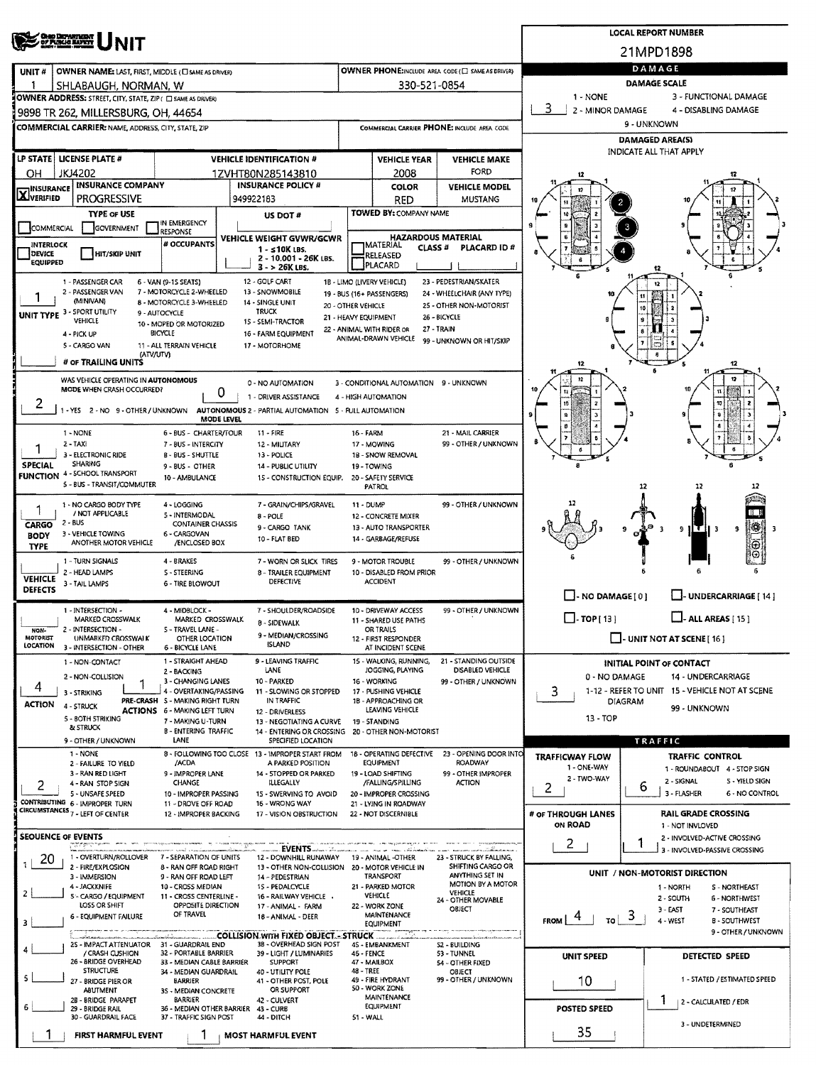# UNIT

**LOCAL REPORT NUMBER:** 21MPD1898

| UNIT # | OWNER NAME: LAST, FIRST, MIDDLE (☐ SAME AS DRIVER) | OWNER PHONE: INCLUDE AREA CODE (☐ SAME AS DRIVER) |
|---|---|---|
| 1 | SHLABAUGH, NORMAN, W | 330-521-0854 |

**OWNER ADDRESS:** STREET, CITY, STATE, ZIP (☐ SAME AS DRIVER)
9898 TR 262, MILLERSBURG, OH, 44654

**COMMERCIAL CARRIER:** NAME, ADDRESS, CITY, STATE, ZIP

**COMMERCIAL CARRIER PHONE:** INCLUDE AREA CODE

| LP STATE | LICENSE PLATE # | VEHICLE IDENTIFICATION # | VEHICLE YEAR | VEHICLE MAKE |
|---|---|---|---|---|
| OH | JKJ4202 | 1ZVHT80N285143810 | 2008 | FORD |

| INSURANCE | INSURANCE COMPANY | INSURANCE POLICY # | COLOR | VEHICLE MODEL |
|---|---|---|---|---|
| ☒ VERIFIED | PROGRESSIVE | 949922183 | RED | MUSTANG |

**TYPE OF USE:** ☐ COMMERCIAL ☐ GOVERNMENT ☐ IN EMERGENCY RESPONSE

**US DOT #**

**TOWED BY:** COMPANY NAME

☐ INTERLOCK DEVICE EQUIPPED ☐ HIT/SKIP UNIT

**# OCCUPANTS**

**VEHICLE WEIGHT GVWR/GCWR:** 1 - ≤10K LBS. 2 - 10.001 - 26K LBS. 3 - > 26K LBS.

**HAZARDOUS MATERIAL:** ☐ MATERIAL RELEASED ☐ PLACARD — CLASS # — PLACARD ID #

**UNIT TYPE:** 1
1 - PASSENGER CAR, 2 - PASSENGER VAN (MINIVAN), 3 - SPORT UTILITY VEHICLE, 4 - PICK UP, 5 - CARGO VAN, 6 - VAN (9-15 SEATS), 7 - MOTORCYCLE 2-WHEELED, 8 - MOTORCYCLE 3-WHEELED, 9 - AUTOCYCLE, 10 - MOPED OR MOTORIZED BICYCLE, 11 - ALL TERRAIN VEHICLE (ATV/UTV), 12 - GOLF CART, 13 - SNOWMOBILE, 14 - SINGLE UNIT TRUCK, 15 - SEMI-TRACTOR, 16 - FARM EQUIPMENT, 17 - MOTORHOME, 18 - LIMO (LIVERY VEHICLE), 19 - BUS (16+ PASSENGERS), 20 - OTHER VEHICLE, 21 - HEAVY EQUIPMENT, 22 - ANIMAL WITH RIDER OR ANIMAL-DRAWN VEHICLE, 23 - PEDESTRIAN/SKATER, 24 - WHEELCHAIR (ANY TYPE), 25 - OTHER NON-MOTORIST, 26 - BICYCLE, 27 - TRAIN, 99 - UNKNOWN OR HIT/SKIP

**# OF TRAILING UNITS**

**WAS VEHICLE OPERATING IN AUTONOMOUS MODE WHEN CRASH OCCURRED?** 2
1 - YES 2 - NO 9 - OTHER / UNKNOWN

**AUTONOMOUS MODE LEVEL:** 0
0 - NO AUTOMATION, 1 - DRIVER ASSISTANCE, 2 - PARTIAL AUTOMATION, 3 - CONDITIONAL AUTOMATION, 4 - HIGH AUTOMATION, 5 - FULL AUTOMATION, 9 - UNKNOWN

**SPECIAL FUNCTION:** 1
1 - NONE, 2 - TAXI, 3 - ELECTRONIC RIDE SHARING, 4 - SCHOOL TRANSPORT, 5 - BUS - TRANSIT/COMMUTER, 6 - BUS - CHARTER/TOUR, 7 - BUS - INTERCITY, 8 - BUS - SHUTTLE, 9 - BUS - OTHER, 10 - AMBULANCE, 11 - FIRE, 12 - MILITARY, 13 - POLICE, 14 - PUBLIC UTILITY, 15 - CONSTRUCTION EQUIP., 16 - FARM, 17 - MOWING, 18 - SNOW REMOVAL, 19 - TOWING, 20 - SAFETY SERVICE PATROL, 21 - MAIL CARRIER, 99 - OTHER / UNKNOWN

**CARGO BODY TYPE:** 1
1 - NO CARGO BODY TYPE / NOT APPLICABLE, 2 - BUS, 3 - VEHICLE TOWING ANOTHER MOTOR VEHICLE, 4 - LOGGING, 5 - INTERMODAL CONTAINER CHASSIS, 6 - CARGOVAN /ENCLOSED BOX, 7 - GRAIN/CHIPS/GRAVEL, 8 - POLE, 9 - CARGO TANK, 10 - FLAT BED, 11 - DUMP, 12 - CONCRETE MIXER, 13 - AUTO TRANSPORTER, 14 - GARBAGE/REFUSE, 99 - OTHER / UNKNOWN

**VEHICLE DEFECTS:**
1 - TURN SIGNALS, 2 - HEAD LAMPS, 3 - TAIL LAMPS, 4 - BRAKES, 5 - STEERING, 6 - TIRE BLOWOUT, 7 - WORN OR SLICK TIRES, 8 - TRAILER EQUIPMENT DEFECTIVE, 9 - MOTOR TROUBLE, 10 - DISABLED FROM PRIOR ACCIDENT, 99 - OTHER / UNKNOWN

**NON-MOTORIST LOCATION:**
1 - INTERSECTION - MARKED CROSSWALK, 2 - INTERSECTION - UNMARKED CROSSWALK, 3 - INTERSECTION - OTHER, 4 - MIDBLOCK - MARKED CROSSWALK, 5 - TRAVEL LANE - OTHER LOCATION, 6 - BICYCLE LANE, 7 - SHOULDER/ROADSIDE, 8 - SIDEWALK, 9 - MEDIAN/CROSSING ISLAND, 10 - DRIVEWAY ACCESS, 11 - SHARED USE PATHS OR TRAILS, 12 - FIRST RESPONDER AT INCIDENT SCENE, 99 - OTHER / UNKNOWN

**ACTION:** 4
1 - NON-CONTACT, 2 - NON-COLLISION, 3 - STRIKING, 4 - STRUCK, 5 - BOTH STRIKING & STRUCK, 9 - OTHER / UNKNOWN

**PRE-CRASH ACTIONS:** 1
1 - STRAIGHT AHEAD, 2 - BACKING, 3 - CHANGING LANES, 4 - OVERTAKING/PASSING, 5 - MAKING RIGHT TURN, 6 - MAKING LEFT TURN, 7 - MAKING U-TURN, 8 - ENTERING TRAFFIC LANE, 9 - LEAVING TRAFFIC LANE, 10 - PARKED, 11 - SLOWING OR STOPPED IN TRAFFIC, 12 - DRIVERLESS, 13 - NEGOTIATING A CURVE, 14 - ENTERING OR CROSSING SPECIFIED LOCATION, 15 - WALKING, RUNNING, JOGGING, PLAYING, 16 - WORKING, 17 - PUSHING VEHICLE, 18 - APPROACHING OR LEAVING VEHICLE, 19 - STANDING, 20 - OTHER NON-MOTORIST, 21 - STANDING OUTSIDE DISABLED VEHICLE, 99 - OTHER / UNKNOWN

**CONTRIBUTING CIRCUMSTANCES:** 2
1 - NONE, 2 - FAILURE TO YIELD, 3 - RAN RED LIGHT, 4 - RAN STOP SIGN, 5 - UNSAFE SPEED, 6 - IMPROPER TURN, 7 - LEFT OF CENTER, 8 - FOLLOWING TOO CLOSE /ACDA, 9 - IMPROPER LANE CHANGE, 10 - IMPROPER PASSING, 11 - DROVE OFF ROAD, 12 - IMPROPER BACKING, 13 - IMPROPER START FROM A PARKED POSITION, 14 - STOPPED OR PARKED ILLEGALLY, 15 - SWERVING TO AVOID, 16 - WRONG WAY, 17 - VISION OBSTRUCTION, 18 - OPERATING DEFECTIVE EQUIPMENT, 19 - LOAD SHIFTING /FALLING/SPILLING, 20 - IMPROPER CROSSING, 21 - LYING IN ROADWAY, 22 - NOT DISCERNIBLE, 23 - OPENING DOOR INTO ROADWAY, 99 - OTHER IMPROPER ACTION

**SEQUENCE OF EVENTS:**
1: 20
2:
3:
4:
5:
6:

**EVENTS:** 1 - OVERTURN/ROLLOVER, 2 - FIRE/EXPLOSION, 3 - IMMERSION, 4 - JACKKNIFE, 5 - CARGO / EQUIPMENT LOSS OR SHIFT, 6 - EQUIPMENT FAILURE, 7 - SEPARATION OF UNITS, 8 - RAN OFF ROAD RIGHT, 9 - RAN OFF ROAD LEFT, 10 - CROSS MEDIAN, 11 - CROSS CENTERLINE - OPPOSITE DIRECTION OF TRAVEL, 12 - DOWNHILL RUNAWAY, 13 - OTHER NON-COLLISION, 14 - PEDESTRIAN, 15 - PEDALCYCLE, 16 - RAILWAY VEHICLE, 17 - ANIMAL - FARM, 18 - ANIMAL - DEER, 19 - ANIMAL -OTHER, 20 - MOTOR VEHICLE IN TRANSPORT, 21 - PARKED MOTOR VEHICLE, 22 - WORK ZONE MAINTENANCE EQUIPMENT, 23 - STRUCK BY FALLING, SHIFTING CARGO OR ANYTHING SET IN MOTION BY A MOTOR VEHICLE, 24 - OTHER MOVABLE OBJECT

**COLLISION WITH FIXED OBJECT - STRUCK:** 25 - IMPACT ATTENUATOR / CRASH CUSHION, 26 - BRIDGE OVERHEAD STRUCTURE, 27 - BRIDGE PIER OR ABUTMENT, 28 - BRIDGE PARAPET, 29 - BRIDGE RAIL, 30 - GUARDRAIL FACE, 31 - GUARDRAIL END, 32 - PORTABLE BARRIER, 33 - MEDIAN CABLE BARRIER, 34 - MEDIAN GUARDRAIL BARRIER, 35 - MEDIAN CONCRETE BARRIER, 36 - MEDIAN OTHER BARRIER, 37 - TRAFFIC SIGN POST, 38 - OVERHEAD SIGN POST, 39 - LIGHT / LUMINARIES SUPPORT, 40 - UTILITY POLE, 41 - OTHER POST, POLE OR SUPPORT, 42 - CULVERT, 43 - CURB, 44 - DITCH, 45 - EMBANKMENT, 46 - FENCE, 47 - MAILBOX, 48 - TREE, 49 - FIRE HYDRANT, 50 - WORK ZONE MAINTENANCE EQUIPMENT, 51 - WALL, 52 - BUILDING, 53 - TUNNEL, 54 - OTHER FIXED OBJECT, 99 - OTHER / UNKNOWN

**FIRST HARMFUL EVENT:** 1 **MOST HARMFUL EVENT:** 1

## DAMAGE

**DAMAGE SCALE:** 3
1 - NONE, 2 - MINOR DAMAGE, 3 - FUNCTIONAL DAMAGE, 4 - DISABLING DAMAGE, 9 - UNKNOWN

**DAMAGED AREA(S)** INDICATE ALL THAT APPLY: 2, 3, 4

☐ - NO DAMAGE [ 0 ] ☐ - UNDERCARRIAGE [ 14 ] ☐ - TOP [ 13 ] ☐ - ALL AREAS [ 15 ] ☐ - UNIT NOT AT SCENE [ 16 ]

**INITIAL POINT OF CONTACT:** 3
0 - NO DAMAGE, 1-12 - REFER TO UNIT DIAGRAM, 13 - TOP, 14 - UNDERCARRIAGE, 15 - VEHICLE NOT AT SCENE, 99 - UNKNOWN

## TRAFFIC

**TRAFFICWAY FLOW:** 2
1 - ONE-WAY, 2 - TWO-WAY

**TRAFFIC CONTROL:** 6
1 - ROUNDABOUT, 2 - SIGNAL, 3 - FLASHER, 4 - STOP SIGN, 5 - YIELD SIGN, 6 - NO CONTROL

**# OF THROUGH LANES ON ROAD:** 2

**RAIL GRADE CROSSING:** 1
1 - NOT INVLOVED, 2 - INVOLVED-ACTIVE CROSSING, 3 - INVOLVED-PASSIVE CROSSING

**UNIT / NON-MOTORIST DIRECTION:** FROM 4 TO 3
1 - NORTH, 2 - SOUTH, 3 - EAST, 4 - WEST, 5 - NORTHEAST, 6 - NORTHWEST, 7 - SOUTHEAST, 8 - SOUTHWEST, 9 - OTHER / UNKNOWN

**UNIT SPEED:** 10

**DETECTED SPEED:** 1
1 - STATED / ESTIMATED SPEED, 2 - CALCULATED / EDR, 3 - UNDETERMINED

**POSTED SPEED:** 35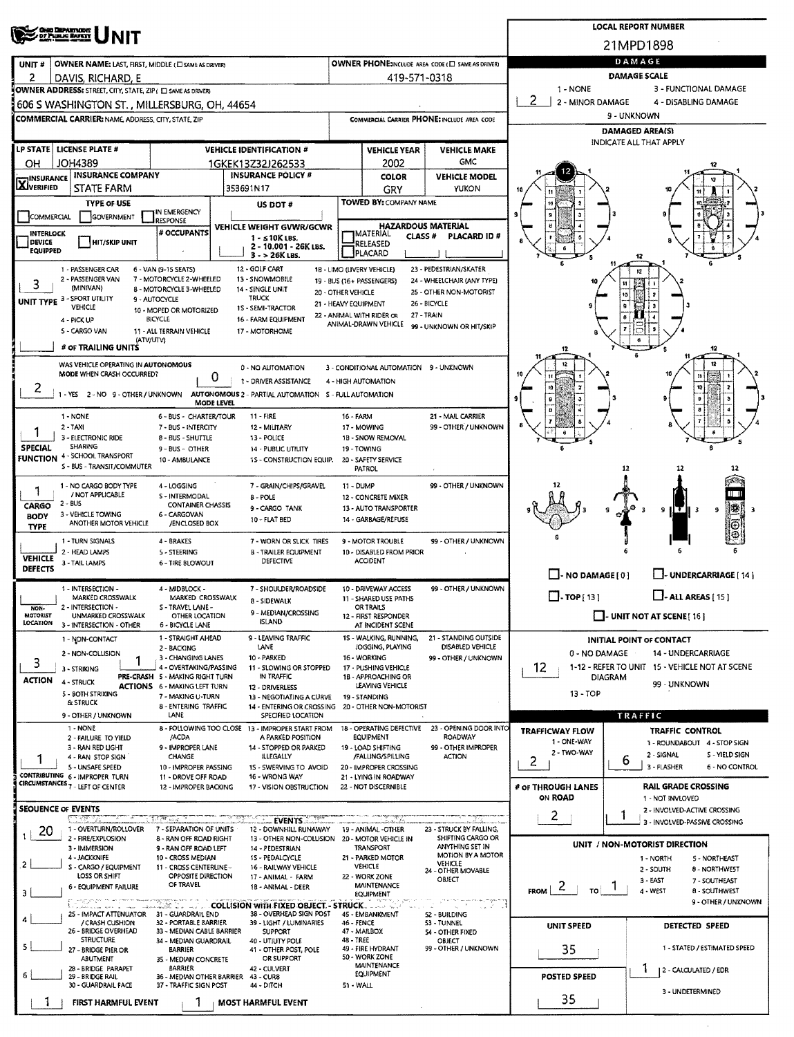# UNIT

**LOCAL REPORT NUMBER:** 21MPD1898

| UNIT # | OWNER NAME: LAST, FIRST, MIDDLE (☐ SAME AS DRIVER) | OWNER PHONE: INCLUDE AREA CODE (☐ SAME AS DRIVER) |
|---|---|---|
| 2 | DAVIS, RICHARD, E | 419-571-0318 |

**OWNER ADDRESS:** STREET, CITY, STATE, ZIP (☐ SAME AS DRIVER)
606 S WASHINGTON ST., MILLERSBURG, OH, 44654

**COMMERCIAL CARRIER:** NAME, ADDRESS, CITY, STATE, ZIP

**COMMERCIAL CARRIER PHONE:** INCLUDE AREA CODE

| LP STATE | LICENSE PLATE # | VEHICLE IDENTIFICATION # | VEHICLE YEAR | VEHICLE MAKE |
|---|---|---|---|---|
| OH | JOH4389 | 1GKEK13Z32J262533 | 2002 | GMC |

| INSURANCE | INSURANCE COMPANY | INSURANCE POLICY # | COLOR | VEHICLE MODEL |
|---|---|---|---|---|
| ☒ VERIFIED | STATE FARM | 353691N17 | GRY | YUKON |

**TYPE OF USE:** ☐ COMMERCIAL ☐ GOVERNMENT ☐ IN EMERGENCY RESPONSE

**US DOT #:**

**TOWED BY:** COMPANY NAME

☐ INTERLOCK DEVICE EQUIPPED ☐ HIT/SKIP UNIT

**# OCCUPANTS:**

**VEHICLE WEIGHT GVWR/GCWR:** 1 - ≤10K LBS. 2 - 10.001 - 26K LBS. 3 - > 26K LBS.

**HAZARDOUS MATERIAL:** ☐ MATERIAL RELEASED ☐ PLACARD CLASS # PLACARD ID #

**UNIT TYPE:** 3
1 - PASSENGER CAR, 2 - PASSENGER VAN (MINIVAN), 3 - SPORT UTILITY VEHICLE, 4 - PICK UP, 5 - CARGO VAN, 6 - VAN (9-15 SEATS), 7 - MOTORCYCLE 2-WHEELED, 8 - MOTORCYCLE 3-WHEELED, 9 - AUTOCYCLE, 10 - MOPED OR MOTORIZED BICYCLE, 11 - ALL TERRAIN VEHICLE (ATV/UTV), 12 - GOLF CART, 13 - SNOWMOBILE, 14 - SINGLE UNIT TRUCK, 15 - SEMI-TRACTOR, 16 - FARM EQUIPMENT, 17 - MOTORHOME, 18 - LIMO (LIVERY VEHICLE), 19 - BUS (16+ PASSENGERS), 20 - OTHER VEHICLE, 21 - HEAVY EQUIPMENT, 22 - ANIMAL WITH RIDER OR ANIMAL-DRAWN VEHICLE, 23 - PEDESTRIAN/SKATER, 24 - WHEELCHAIR (ANY TYPE), 25 - OTHER NON-MOTORIST, 26 - BICYCLE, 27 - TRAIN, 99 - UNKNOWN OR HIT/SKIP

**# OF TRAILING UNITS:**

**WAS VEHICLE OPERATING IN AUTONOMOUS MODE WHEN CRASH OCCURRED?** 2
1 - YES 2 - NO 9 - OTHER / UNKNOWN

**AUTONOMOUS MODE LEVEL:** 0
0 - NO AUTOMATION, 1 - DRIVER ASSISTANCE, 2 - PARTIAL AUTOMATION, 3 - CONDITIONAL AUTOMATION, 4 - HIGH AUTOMATION, 5 - FULL AUTOMATION, 9 - UNKNOWN

**SPECIAL FUNCTION:** 1
1 - NONE, 2 - TAXI, 3 - ELECTRONIC RIDE SHARING, 4 - SCHOOL TRANSPORT, 5 - BUS - TRANSIT/COMMUTER, 6 - BUS - CHARTER/TOUR, 7 - BUS - INTERCITY, 8 - BUS - SHUTTLE, 9 - BUS - OTHER, 10 - AMBULANCE, 11 - FIRE, 12 - MILITARY, 13 - POLICE, 14 - PUBLIC UTILITY, 15 - CONSTRUCTION EQUIP., 16 - FARM, 17 - MOWING, 18 - SNOW REMOVAL, 19 - TOWING, 20 - SAFETY SERVICE PATROL, 21 - MAIL CARRIER, 99 - OTHER / UNKNOWN

**CARGO BODY TYPE:** 1
1 - NO CARGO BODY TYPE / NOT APPLICABLE, 2 - BUS, 3 - VEHICLE TOWING ANOTHER MOTOR VEHICLE, 4 - LOGGING, 5 - INTERMODAL CONTAINER CHASSIS, 6 - CARGOVAN /ENCLOSED BOX, 7 - GRAIN/CHIPS/GRAVEL, 8 - POLE, 9 - CARGO TANK, 10 - FLAT BED, 11 - DUMP, 12 - CONCRETE MIXER, 13 - AUTO TRANSPORTER, 14 - GARBAGE/REFUSE, 99 - OTHER / UNKNOWN

**VEHICLE DEFECTS:**
1 - TURN SIGNALS, 2 - HEAD LAMPS, 3 - TAIL LAMPS, 4 - BRAKES, 5 - STEERING, 6 - TIRE BLOWOUT, 7 - WORN OR SLICK TIRES, 8 - TRAILER EQUIPMENT DEFECTIVE, 9 - MOTOR TROUBLE, 10 - DISABLED FROM PRIOR ACCIDENT, 99 - OTHER / UNKNOWN

**NON-MOTORIST LOCATION:**
1 - INTERSECTION - MARKED CROSSWALK, 2 - INTERSECTION - UNMARKED CROSSWALK, 3 - INTERSECTION - OTHER, 4 - MIDBLOCK - MARKED CROSSWALK, 5 - TRAVEL LANE - OTHER LOCATION, 6 - BICYCLE LANE, 7 - SHOULDER/ROADSIDE, 8 - SIDEWALK, 9 - MEDIAN/CROSSING ISLAND, 10 - DRIVEWAY ACCESS, 11 - SHARED USE PATHS OR TRAILS, 12 - FIRST RESPONDER AT INCIDENT SCENE, 99 - OTHER / UNKNOWN

**ACTION:** 3
1 - NON-CONTACT, 2 - NON-COLLISION, 3 - STRIKING, 4 - STRUCK, 5 - BOTH STRIKING & STRUCK, 9 - OTHER / UNKNOWN

**PRE-CRASH ACTIONS:** 1
1 - STRAIGHT AHEAD, 2 - BACKING, 3 - CHANGING LANES, 4 - OVERTAKING/PASSING, 5 - MAKING RIGHT TURN, 6 - MAKING LEFT TURN, 7 - MAKING U-TURN, 8 - ENTERING TRAFFIC LANE, 9 - LEAVING TRAFFIC LANE, 10 - PARKED, 11 - SLOWING OR STOPPED IN TRAFFIC, 12 - DRIVERLESS, 13 - NEGOTIATING A CURVE, 14 - ENTERING OR CROSSING SPECIFIED LOCATION, 15 - WALKING, RUNNING, JOGGING, PLAYING, 16 - WORKING, 17 - PUSHING VEHICLE, 18 - APPROACHING OR LEAVING VEHICLE, 19 - STANDING, 20 - OTHER NON-MOTORIST, 21 - STANDING OUTSIDE DISABLED VEHICLE, 99 - OTHER / UNKNOWN

**CONTRIBUTING CIRCUMSTANCES:** 1
1 - NONE, 2 - FAILURE TO YIELD, 3 - RAN RED LIGHT, 4 - RAN STOP SIGN, 5 - UNSAFE SPEED, 6 - IMPROPER TURN, 7 - LEFT OF CENTER, 8 - FOLLOWING TOO CLOSE /ACDA, 9 - IMPROPER LANE CHANGE, 10 - IMPROPER PASSING, 11 - DROVE OFF ROAD, 12 - IMPROPER BACKING, 13 - IMPROPER START FROM A PARKED POSITION, 14 - STOPPED OR PARKED ILLEGALLY, 15 - SWERVING TO AVOID, 16 - WRONG WAY, 17 - VISION OBSTRUCTION, 18 - OPERATING DEFECTIVE EQUIPMENT, 19 - LOAD SHIFTING /FALLING/SPILLING, 20 - IMPROPER CROSSING, 21 - LYING IN ROADWAY, 22 - NOT DISCERNIBLE, 23 - OPENING DOOR INTO ROADWAY, 99 - OTHER IMPROPER ACTION

**SEQUENCE OF EVENTS:**
1: 20
2:
3:
4:
5:
6:

**EVENTS:** 1 - OVERTURN/ROLLOVER, 2 - FIRE/EXPLOSION, 3 - IMMERSION, 4 - JACKKNIFE, 5 - CARGO / EQUIPMENT LOSS OR SHIFT, 6 - EQUIPMENT FAILURE, 7 - SEPARATION OF UNITS, 8 - RAN OFF ROAD RIGHT, 9 - RAN OFF ROAD LEFT, 10 - CROSS MEDIAN, 11 - CROSS CENTERLINE - OPPOSITE DIRECTION OF TRAVEL, 12 - DOWNHILL RUNAWAY, 13 - OTHER NON-COLLISION, 14 - PEDESTRIAN, 15 - PEDALCYCLE, 16 - RAILWAY VEHICLE, 17 - ANIMAL - FARM, 18 - ANIMAL - DEER, 19 - ANIMAL - OTHER, 20 - MOTOR VEHICLE IN TRANSPORT, 21 - PARKED MOTOR VEHICLE, 22 - WORK ZONE MAINTENANCE EQUIPMENT, 23 - STRUCK BY FALLING, SHIFTING CARGO OR ANYTHING SET IN MOTION BY A MOTOR VEHICLE, 24 - OTHER MOVABLE OBJECT

**COLLISION WITH FIXED OBJECT - STRUCK:** 25 - IMPACT ATTENUATOR / CRASH CUSHION, 26 - BRIDGE OVERHEAD STRUCTURE, 27 - BRIDGE PIER OR ABUTMENT, 28 - BRIDGE PARAPET, 29 - BRIDGE RAIL, 30 - GUARDRAIL FACE, 31 - GUARDRAIL END, 32 - PORTABLE BARRIER, 33 - MEDIAN CABLE BARRIER, 34 - MEDIAN GUARDRAIL BARRIER, 35 - MEDIAN CONCRETE BARRIER, 36 - MEDIAN OTHER BARRIER, 37 - TRAFFIC SIGN POST, 38 - OVERHEAD SIGN POST, 39 - LIGHT / LUMINARIES SUPPORT, 40 - UTILITY POLE, 41 - OTHER POST, POLE OR SUPPORT, 42 - CULVERT, 43 - CURB, 44 - DITCH, 45 - EMBANKMENT, 46 - FENCE, 47 - MAILBOX, 48 - TREE, 49 - FIRE HYDRANT, 50 - WORK ZONE MAINTENANCE EQUIPMENT, 51 - WALL, 52 - BUILDING, 53 - TUNNEL, 54 - OTHER FIXED OBJECT, 99 - OTHER / UNKNOWN

**FIRST HARMFUL EVENT:** 1 **MOST HARMFUL EVENT:** 1

## DAMAGE

**DAMAGE SCALE:** 2
1 - NONE, 2 - MINOR DAMAGE, 3 - FUNCTIONAL DAMAGE, 4 - DISABLING DAMAGE, 9 - UNKNOWN

**DAMAGED AREA(S):** INDICATE ALL THAT APPLY — 12

☐ NO DAMAGE [0] ☐ UNDERCARRIAGE [14] ☐ TOP [13] ☐ ALL AREAS [15] ☐ UNIT NOT AT SCENE [16]

**INITIAL POINT OF CONTACT:** 12
0 - NO DAMAGE, 1-12 - REFER TO UNIT DIAGRAM, 13 - TOP, 14 - UNDERCARRIAGE, 15 - VEHICLE NOT AT SCENE, 99 - UNKNOWN

## TRAFFIC

**TRAFFICWAY FLOW:** 2
1 - ONE-WAY, 2 - TWO-WAY

**TRAFFIC CONTROL:** 6
1 - ROUNDABOUT, 2 - SIGNAL, 3 - FLASHER, 4 - STOP SIGN, 5 - YIELD SIGN, 6 - NO CONTROL

**# OF THROUGH LANES ON ROAD:** 2

**RAIL GRADE CROSSING:** 1
1 - NOT INVLOVED, 2 - INVOLVED-ACTIVE CROSSING, 3 - INVOLVED-PASSIVE CROSSING

**UNIT / NON-MOTORIST DIRECTION:** FROM 2 TO 1
1 - NORTH, 2 - SOUTH, 3 - EAST, 4 - WEST, 5 - NORTHEAST, 6 - NORTHWEST, 7 - SOUTHEAST, 8 - SOUTHWEST, 9 - OTHER / UNKNOWN

**UNIT SPEED:** 35

**DETECTED SPEED:** 1
1 - STATED / ESTIMATED SPEED, 2 - CALCULATED / EDR, 3 - UNDETERMINED

**POSTED SPEED:** 35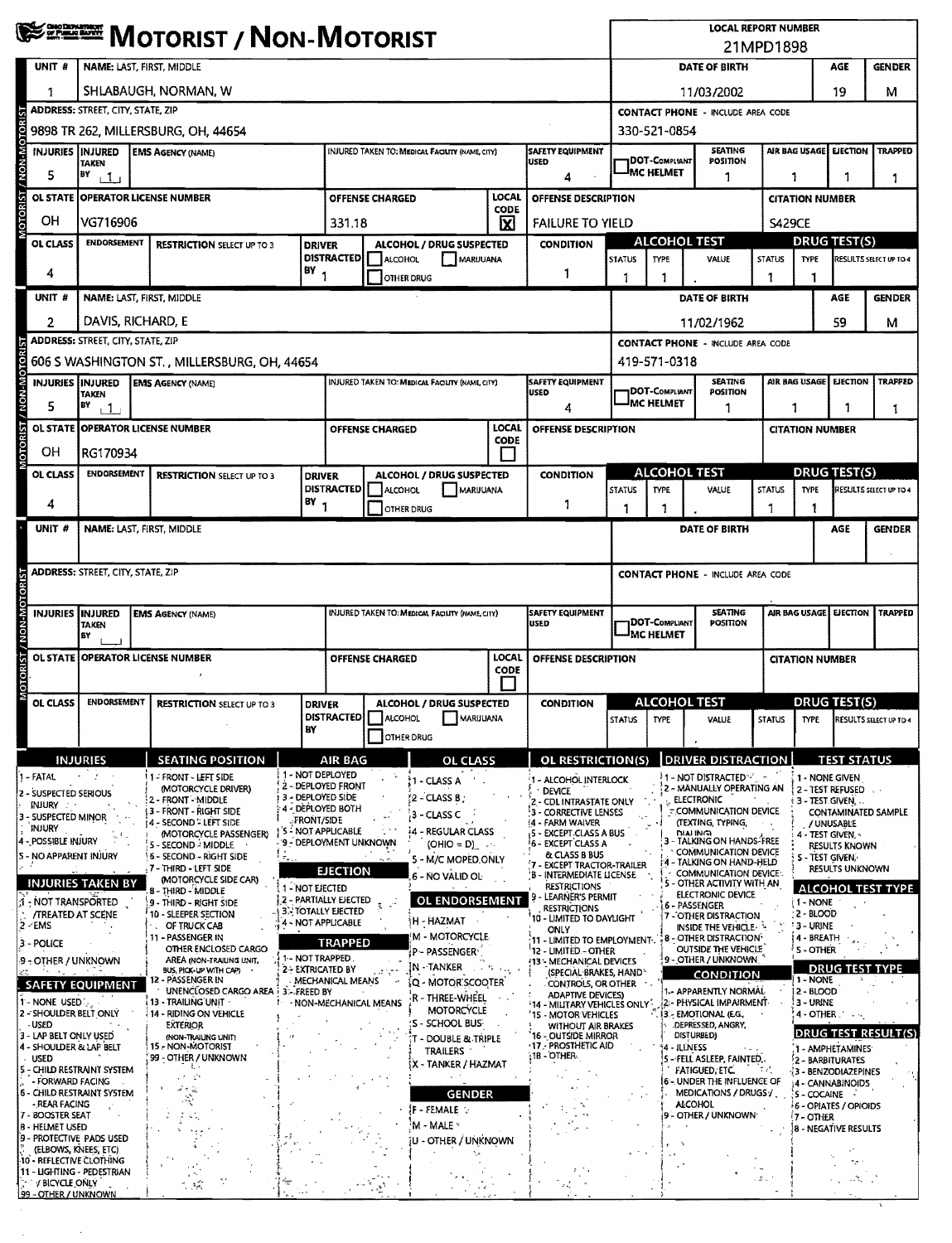# MOTORIST / NON-MOTORIST

**LOCAL REPORT NUMBER:** 21MPD1898

## MOTORIST / NON-MOTORIST — Unit 1

| UNIT # | NAME: LAST, FIRST, MIDDLE | DATE OF BIRTH | AGE | GENDER |
|---|---|---|---|---|
| 1 | SHLABAUGH, NORMAN, W | 11/03/2002 | 19 | M |

| ADDRESS: STREET, CITY, STATE, ZIP | CONTACT PHONE - INCLUDE AREA CODE |
|---|---|
| 9898 TR 262, MILLERSBURG, OH, 44654 | 330-521-0854 |

| INJURIES | INJURED TAKEN BY | EMS AGENCY (NAME) | INJURED TAKEN TO: MEDICAL FACILITY (NAME, CITY) | SAFETY EQUIPMENT USED | DOT-COMPLIANT MC HELMET | SEATING POSITION | AIR BAG USAGE | EJECTION | TRAPPED |
|---|---|---|---|---|---|---|---|---|---|
| 5 | 1 | | | 4 | | 1 | 1 | 1 | 1 |

| OL STATE | OPERATOR LICENSE NUMBER | OFFENSE CHARGED | LOCAL CODE | OFFENSE DESCRIPTION | CITATION NUMBER |
|---|---|---|---|---|---|
| OH | VG716906 | 331.18 | X | FAILURE TO YIELD | S429CE |

| OL CLASS | ENDORSEMENT | RESTRICTION SELECT UP TO 3 | DRIVER DISTRACTED BY | ALCOHOL / DRUG SUSPECTED | CONDITION | ALCOHOL TEST STATUS | ALCOHOL TEST TYPE | ALCOHOL TEST VALUE | DRUG TEST STATUS | DRUG TEST TYPE | RESULTS SELECT UP TO 4 |
|---|---|---|---|---|---|---|---|---|---|---|---|
| 4 | | | 1 | ☐ ALCOHOL ☐ MARIJUANA ☐ OTHER DRUG | 1 | 1 | 1 | . | 1 | 1 | |

## MOTORIST / NON-MOTORIST — Unit 2

| UNIT # | NAME: LAST, FIRST, MIDDLE | DATE OF BIRTH | AGE | GENDER |
|---|---|---|---|---|
| 2 | DAVIS, RICHARD, E | 11/02/1962 | 59 | M |

| ADDRESS: STREET, CITY, STATE, ZIP | CONTACT PHONE - INCLUDE AREA CODE |
|---|---|
| 606 S WASHINGTON ST., MILLERSBURG, OH, 44654 | 419-571-0318 |

| INJURIES | INJURED TAKEN BY | EMS AGENCY (NAME) | INJURED TAKEN TO: MEDICAL FACILITY (NAME, CITY) | SAFETY EQUIPMENT USED | DOT-COMPLIANT MC HELMET | SEATING POSITION | AIR BAG USAGE | EJECTION | TRAPPED |
|---|---|---|---|---|---|---|---|---|---|
| 5 | 1 | | | 4 | | 1 | 1 | 1 | 1 |

| OL STATE | OPERATOR LICENSE NUMBER | OFFENSE CHARGED | LOCAL CODE | OFFENSE DESCRIPTION | CITATION NUMBER |
|---|---|---|---|---|---|
| OH | RG170934 | | ☐ | | |

| OL CLASS | ENDORSEMENT | RESTRICTION SELECT UP TO 3 | DRIVER DISTRACTED BY | ALCOHOL / DRUG SUSPECTED | CONDITION | ALCOHOL TEST STATUS | ALCOHOL TEST TYPE | ALCOHOL TEST VALUE | DRUG TEST STATUS | DRUG TEST TYPE | RESULTS SELECT UP TO 4 |
|---|---|---|---|---|---|---|---|---|---|---|---|
| 4 | | | 1 | ☐ ALCOHOL ☐ MARIJUANA ☐ OTHER DRUG | 1 | 1 | 1 | . | 1 | 1 | |

## MOTORIST / NON-MOTORIST — Unit (blank)

| UNIT # | NAME: LAST, FIRST, MIDDLE | DATE OF BIRTH | AGE | GENDER |
|---|---|---|---|---|
| | | | | |

| ADDRESS: STREET, CITY, STATE, ZIP | CONTACT PHONE - INCLUDE AREA CODE |
|---|---|
| | |

| INJURIES | INJURED TAKEN BY | EMS AGENCY (NAME) | INJURED TAKEN TO: MEDICAL FACILITY (NAME, CITY) | SAFETY EQUIPMENT USED | DOT-COMPLIANT MC HELMET | SEATING POSITION | AIR BAG USAGE | EJECTION | TRAPPED |
|---|---|---|---|---|---|---|---|---|---|
| | | | | | | | | | |

| OL STATE | OPERATOR LICENSE NUMBER | OFFENSE CHARGED | LOCAL CODE | OFFENSE DESCRIPTION | CITATION NUMBER |
|---|---|---|---|---|---|
| | | | ☐ | | |

| OL CLASS | ENDORSEMENT | RESTRICTION SELECT UP TO 3 | DRIVER DISTRACTED BY | ALCOHOL / DRUG SUSPECTED | CONDITION | ALCOHOL TEST STATUS | ALCOHOL TEST TYPE | ALCOHOL TEST VALUE | DRUG TEST STATUS | DRUG TEST TYPE | RESULTS SELECT UP TO 4 |
|---|---|---|---|---|---|---|---|---|---|---|---|
| | | | | ☐ ALCOHOL ☐ MARIJUANA ☐ OTHER DRUG | | | | | | | |

## Codes

**INJURIES**
1 - FATAL
2 - SUSPECTED SERIOUS INJURY
3 - SUSPECTED MINOR INJURY
4 - POSSIBLE INJURY
5 - NO APPARENT INJURY

**INJURIES TAKEN BY**
1 - NOT TRANSPORTED /TREATED AT SCENE
2 - EMS
3 - POLICE
9 - OTHER / UNKNOWN

**SAFETY EQUIPMENT**
1 - NONE USED
2 - SHOULDER BELT ONLY USED
3 - LAP BELT ONLY USED
4 - SHOULDER & LAP BELT USED
5 - CHILD RESTRAINT SYSTEM - FORWARD FACING
6 - CHILD RESTRAINT SYSTEM - REAR FACING
7 - BOOSTER SEAT
8 - HELMET USED
9 - PROTECTIVE PADS USED (ELBOWS, KNEES, ETC)
10 - REFLECTIVE CLOTHING
11 - LIGHTING - PEDESTRIAN / BICYCLE ONLY
99 - OTHER / UNKNOWN

**SEATING POSITION**
1 - FRONT - LEFT SIDE (MOTORCYCLE DRIVER)
2 - FRONT - MIDDLE
3 - FRONT - RIGHT SIDE
4 - SECOND - LEFT SIDE (MOTORCYCLE PASSENGER)
5 - SECOND - MIDDLE
6 - SECOND - RIGHT SIDE
7 - THIRD - LEFT SIDE (MOTORCYCLE SIDE CAR)
8 - THIRD - MIDDLE
9 - THIRD - RIGHT SIDE
10 - SLEEPER SECTION OF TRUCK CAB
11 - PASSENGER IN OTHER ENCLOSED CARGO AREA (NON-TRAILING UNIT, BUS, PICK-UP WITH CAP)
12 - PASSENGER IN UNENCLOSED CARGO AREA
13 - TRAILING UNIT
14 - RIDING ON VEHICLE EXTERIOR (NON-TRAILING UNIT)
15 - NON-MOTORIST
99 - OTHER / UNKNOWN

**AIR BAG**
1 - NOT DEPLOYED
2 - DEPLOYED FRONT
3 - DEPLOYED SIDE
4 - DEPLOYED BOTH FRONT/SIDE
5 - NOT APPLICABLE
9 - DEPLOYMENT UNKNOWN

**EJECTION**
1 - NOT EJECTED
2 - PARTIALLY EJECTED
3 - TOTALLY EJECTED
4 - NOT APPLICABLE

**TRAPPED**
1 - NOT TRAPPED
2 - EXTRICATED BY MECHANICAL MEANS
3 - FREED BY NON-MECHANICAL MEANS

**OL CLASS**
1 - CLASS A
2 - CLASS B
3 - CLASS C
4 - REGULAR CLASS (OHIO = D)
5 - M/C MOPED ONLY
6 - NO VALID OL

**OL ENDORSEMENT**
H - HAZMAT
M - MOTORCYCLE
P - PASSENGER
N - TANKER
Q - MOTOR SCOOTER
R - THREE-WHEEL MOTORCYCLE
S - SCHOOL BUS
T - DOUBLE & TRIPLE TRAILERS
X - TANKER / HAZMAT

**GENDER**
F - FEMALE
M - MALE
U - OTHER / UNKNOWN

**OL RESTRICTION(S)**
1 - ALCOHOL INTERLOCK DEVICE
2 - CDL INTRASTATE ONLY
3 - CORRECTIVE LENSES
4 - FARM WAIVER
5 - EXCEPT CLASS A BUS
6 - EXCEPT CLASS A & CLASS B BUS
7 - EXCEPT TRACTOR-TRAILER
8 - INTERMEDIATE LICENSE RESTRICTIONS
9 - LEARNER'S PERMIT RESTRICTIONS
10 - LIMITED TO DAYLIGHT ONLY
11 - LIMITED TO EMPLOYMENT
12 - LIMITED - OTHER
13 - MECHANICAL DEVICES (SPECIAL BRAKES, HAND CONTROLS, OR OTHER ADAPTIVE DEVICES)
14 - MILITARY VEHICLES ONLY
15 - MOTOR VEHICLES WITHOUT AIR BRAKES
16 - OUTSIDE MIRROR
17 - PROSTHETIC AID
18 - OTHER

**DRIVER DISTRACTION**
1 - NOT DISTRACTED
2 - MANUALLY OPERATING AN ELECTRONIC COMMUNICATION DEVICE (TEXTING, TYPING, DIALING)
3 - TALKING ON HANDS-FREE COMMUNICATION DEVICE
4 - TALKING ON HAND-HELD COMMUNICATION DEVICE
5 - OTHER ACTIVITY WITH AN ELECTRONIC DEVICE
6 - PASSENGER
7 - OTHER DISTRACTION INSIDE THE VEHICLE
8 - OTHER DISTRACTION OUTSIDE THE VEHICLE
9 - OTHER / UNKNOWN

**CONDITION**
1 - APPARENTLY NORMAL
2 - PHYSICAL IMPAIRMENT
3 - EMOTIONAL (E.G., DEPRESSED, ANGRY, DISTURBED)
4 - ILLNESS
5 - FELL ASLEEP, FAINTED, FATIGUED, ETC.
6 - UNDER THE INFLUENCE OF MEDICATIONS / DRUGS / ALCOHOL
9 - OTHER / UNKNOWN

**TEST STATUS**
1 - NONE GIVEN
2 - TEST REFUSED
3 - TEST GIVEN, CONTAMINATED SAMPLE / UNUSABLE
4 - TEST GIVEN, RESULTS KNOWN
5 - TEST GIVEN, RESULTS UNKNOWN

**ALCOHOL TEST TYPE**
1 - NONE
2 - BLOOD
3 - URINE
4 - BREATH
5 - OTHER

**DRUG TEST TYPE**
1 - NONE
2 - BLOOD
3 - URINE
4 - OTHER

**DRUG TEST RESULT(S)**
1 - AMPHETAMINES
2 - BARBITURATES
3 - BENZODIAZEPINES
4 - CANNABINOIDS
5 - COCAINE
6 - OPIATES / OPIOIDS
7 - OTHER
8 - NEGATIVE RESULTS